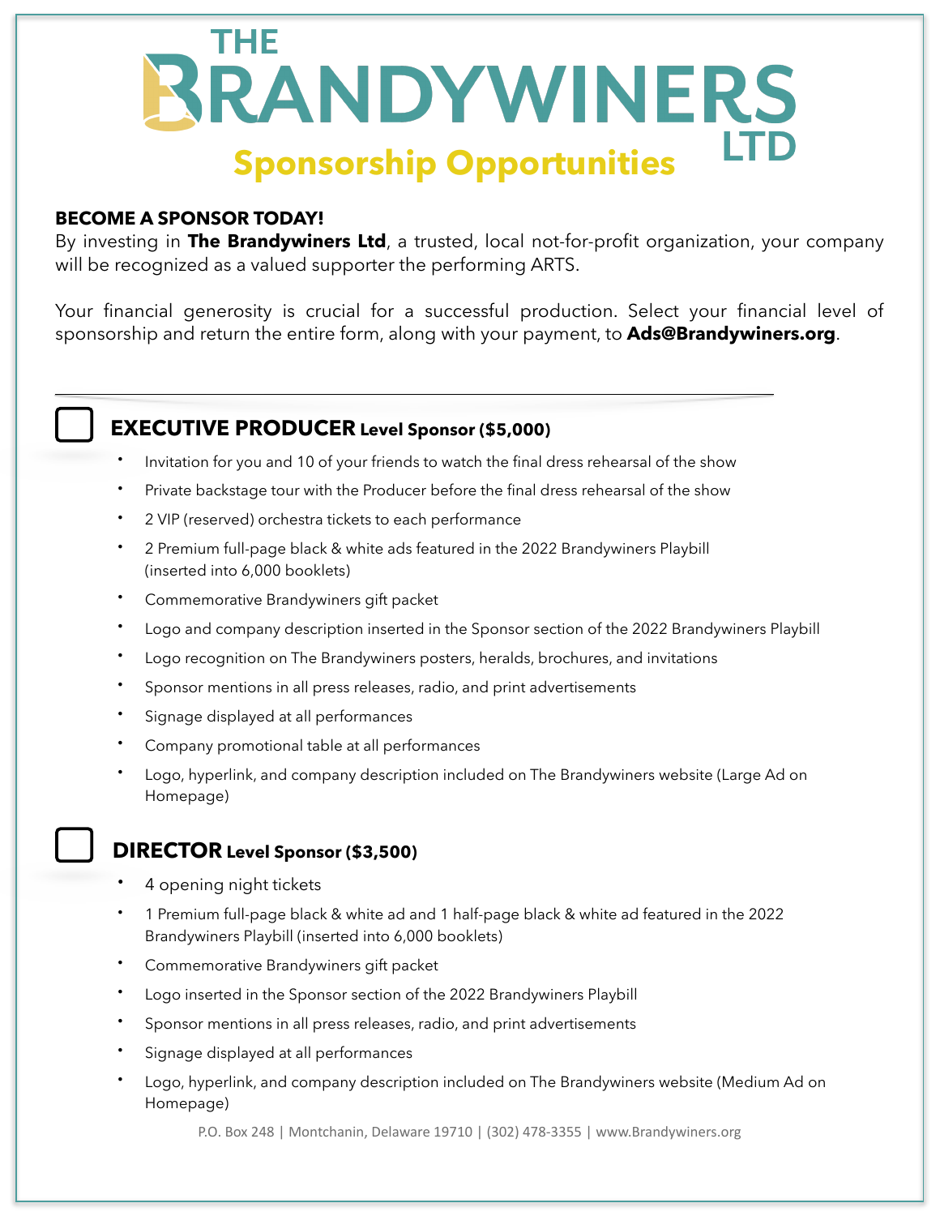# THE BRANDYWINERS LTD

## Sponsorship Opportunities

**BECOME A SPONSOR TODAY!**

By investing in **The Brandywiners Ltd**, a trusted, local not-for-profit organization, your company will be recognized as a valued supporter the performing ARTS.

Your financial generosity is crucial for a successful production. Select your financial level of sponsorship and return the entire form, along with your payment, to **Ads@Brandywiners.org**.

---

### ☐ EXECUTIVE PRODUCER Level Sponsor ($5,000)

- Invitation for you and 10 of your friends to watch the final dress rehearsal of the show
- Private backstage tour with the Producer before the final dress rehearsal of the show
- 2 VIP (reserved) orchestra tickets to each performance
- 2 Premium full-page black & white ads featured in the 2022 Brandywiners Playbill (inserted into 6,000 booklets)
- Commemorative Brandywiners gift packet
- Logo and company description inserted in the Sponsor section of the 2022 Brandywiners Playbill
- Logo recognition on The Brandywiners posters, heralds, brochures, and invitations
- Sponsor mentions in all press releases, radio, and print advertisements
- Signage displayed at all performances
- Company promotional table at all performances
- Logo, hyperlink, and company description included on The Brandywiners website (Large Ad on Homepage)

### ☐ DIRECTOR Level Sponsor ($3,500)

- 4 opening night tickets
- 1 Premium full-page black & white ad and 1 half-page black & white ad featured in the 2022 Brandywiners Playbill (inserted into 6,000 booklets)
- Commemorative Brandywiners gift packet
- Logo inserted in the Sponsor section of the 2022 Brandywiners Playbill
- Sponsor mentions in all press releases, radio, and print advertisements
- Signage displayed at all performances
- Logo, hyperlink, and company description included on The Brandywiners website (Medium Ad on Homepage)

P.O. Box 248 | Montchanin, Delaware 19710 | (302) 478-3355 | www.Brandywiners.org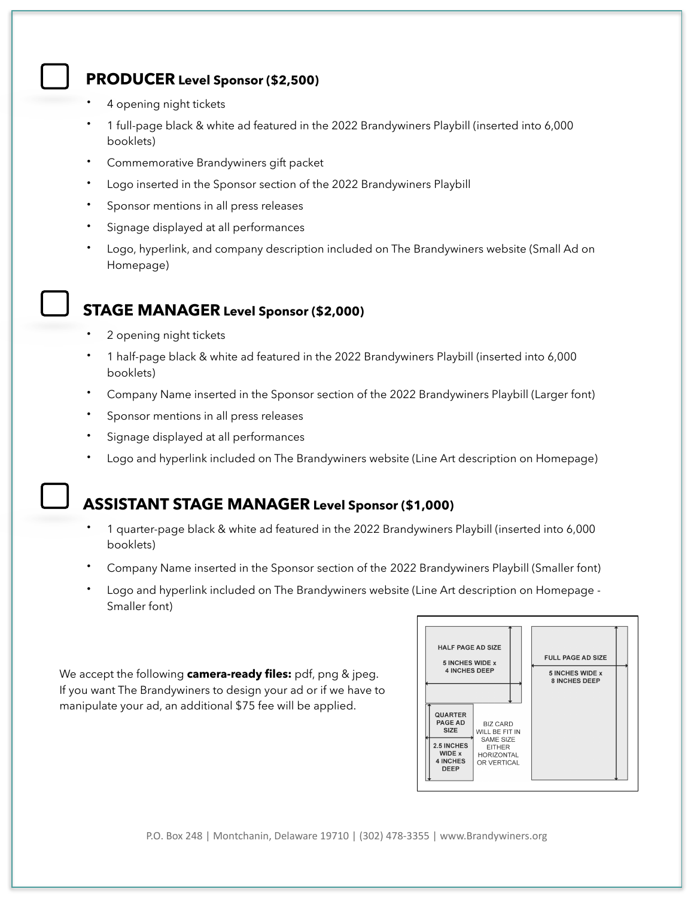## ☐ **PRODUCER** Level Sponsor ($2,500)

- 4 opening night tickets
- 1 full-page black & white ad featured in the 2022 Brandywiners Playbill (inserted into 6,000 booklets)
- Commemorative Brandywiners gift packet
- Logo inserted in the Sponsor section of the 2022 Brandywiners Playbill
- Sponsor mentions in all press releases
- Signage displayed at all performances
- Logo, hyperlink, and company description included on The Brandywiners website (Small Ad on Homepage)

## ☐ **STAGE MANAGER** Level Sponsor ($2,000)

- 2 opening night tickets
- 1 half-page black & white ad featured in the 2022 Brandywiners Playbill (inserted into 6,000 booklets)
- Company Name inserted in the Sponsor section of the 2022 Brandywiners Playbill (Larger font)
- Sponsor mentions in all press releases
- Signage displayed at all performances
- Logo and hyperlink included on The Brandywiners website (Line Art description on Homepage)

## ☐ **ASSISTANT STAGE MANAGER** Level Sponsor ($1,000)

- 1 quarter-page black & white ad featured in the 2022 Brandywiners Playbill (inserted into 6,000 booklets)
- Company Name inserted in the Sponsor section of the 2022 Brandywiners Playbill (Smaller font)
- Logo and hyperlink included on The Brandywiners website (Line Art description on Homepage - Smaller font)

We accept the following **camera-ready files:** pdf, png & jpeg. If you want The Brandywiners to design your ad or if we have to manipulate your ad, an additional $75 fee will be applied.

HALF PAGE AD SIZE
5 INCHES WIDE x 4 INCHES DEEP

FULL PAGE AD SIZE
5 INCHES WIDE x 8 INCHES DEEP

QUARTER PAGE AD SIZE
2.5 INCHES WIDE x 4 INCHES DEEP

BIZ CARD WILL BE FIT IN SAME SIZE EITHER HORIZONTAL OR VERTICAL

P.O. Box 248 | Montchanin, Delaware 19710 | (302) 478-3355 | www.Brandywiners.org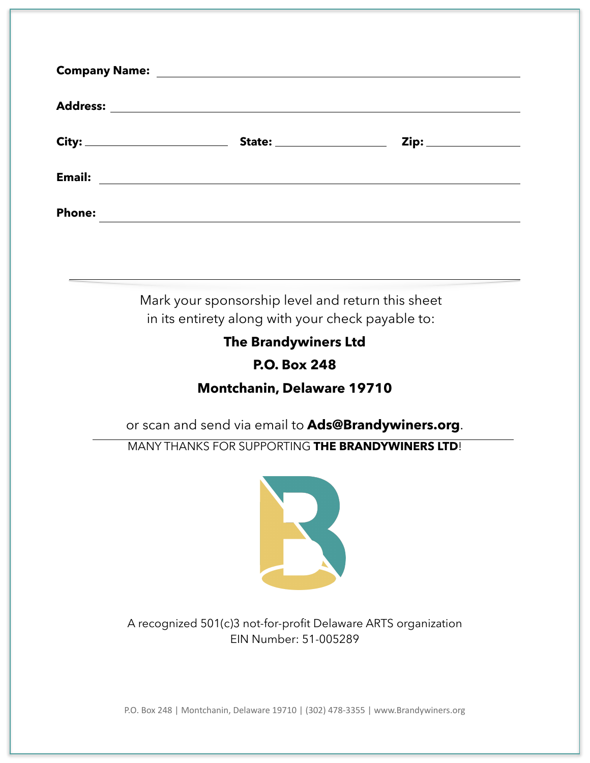**Company Name:** \_\_\_\_\_\_\_\_\_\_\_\_\_\_\_\_\_\_\_\_\_\_\_\_\_\_\_\_\_\_\_\_\_\_\_\_\_\_\_\_

**Address:** \_\_\_\_\_\_\_\_\_\_\_\_\_\_\_\_\_\_\_\_\_\_\_\_\_\_\_\_\_\_\_\_\_\_\_\_\_\_\_\_\_\_\_\_

**City:** \_\_\_\_\_\_\_\_\_\_\_\_\_\_\_\_ **State:** \_\_\_\_\_\_\_\_\_\_\_\_ **Zip:** \_\_\_\_\_\_\_\_\_\_

**Email:** \_\_\_\_\_\_\_\_\_\_\_\_\_\_\_\_\_\_\_\_\_\_\_\_\_\_\_\_\_\_\_\_\_\_\_\_\_\_\_\_\_\_\_\_\_\_

**Phone:** \_\_\_\_\_\_\_\_\_\_\_\_\_\_\_\_\_\_\_\_\_\_\_\_\_\_\_\_\_\_\_\_\_\_\_\_\_\_\_\_\_\_\_\_\_\_

---

Mark your sponsorship level and return this sheet in its entirety along with your check payable to:

**The Brandywiners Ltd**

**P.O. Box 248**

**Montchanin, Delaware 19710**

or scan and send via email to **Ads@Brandywiners.org**.

---

MANY THANKS FOR SUPPORTING **THE BRANDYWINERS LTD**!

A recognized 501(c)3 not-for-profit Delaware ARTS organization
EIN Number: 51-005289

P.O. Box 248 | Montchanin, Delaware 19710 | (302) 478-3355 | www.Brandywiners.org